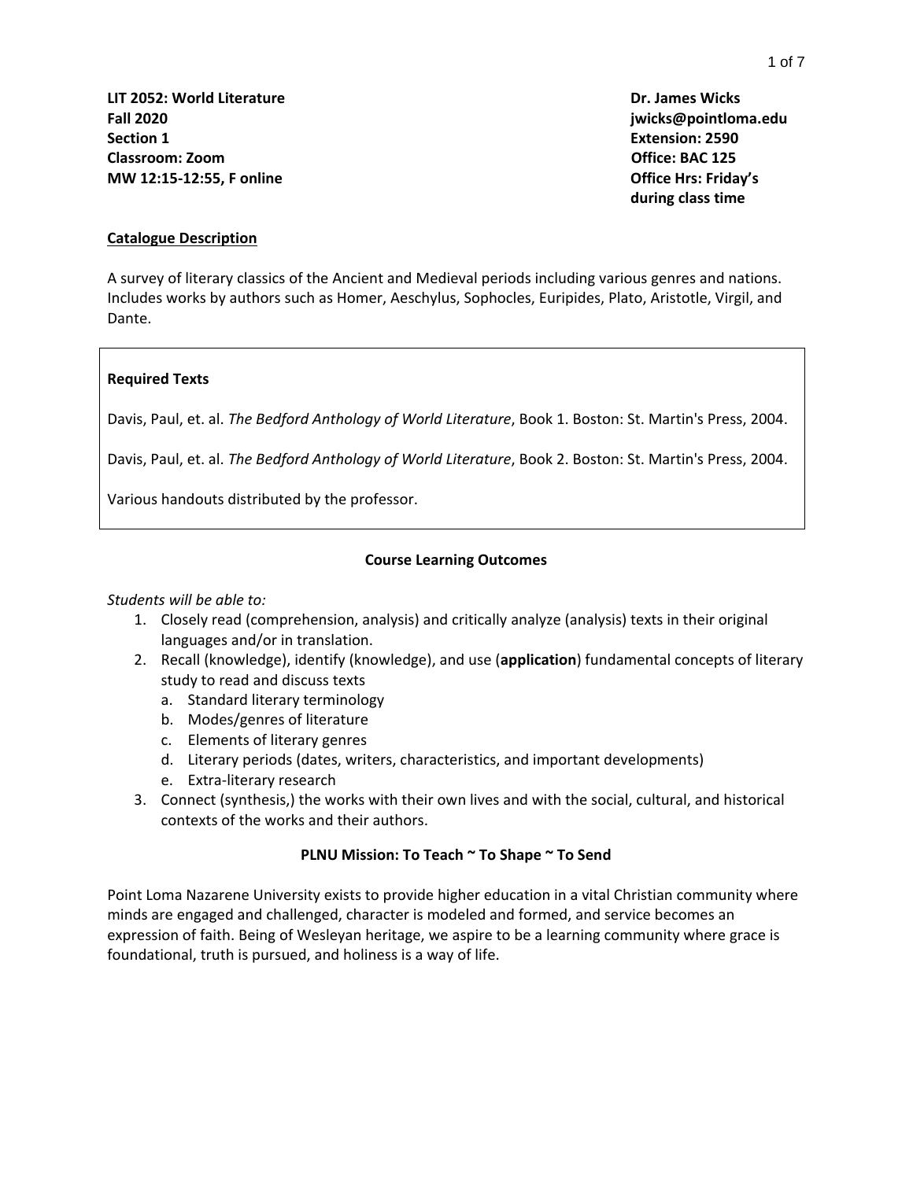**LIT 2052: World Literature**
**Fall 2020**
**Section 1**
**Classroom: Zoom**
**MW 12:15-12:55, F online**

**Dr. James Wicks**
**jwicks@pointloma.edu**
**Extension: 2590**
**Office: BAC 125**
**Office Hrs: Friday's during class time**

## Catalogue Description

A survey of literary classics of the Ancient and Medieval periods including various genres and nations. Includes works by authors such as Homer, Aeschylus, Sophocles, Euripides, Plato, Aristotle, Virgil, and Dante.

### Required Texts

Davis, Paul, et. al. *The Bedford Anthology of World Literature*, Book 1. Boston: St. Martin's Press, 2004.

Davis, Paul, et. al. *The Bedford Anthology of World Literature*, Book 2. Boston: St. Martin's Press, 2004.

Various handouts distributed by the professor.

## Course Learning Outcomes

*Students will be able to:*

1. Closely read (comprehension, analysis) and critically analyze (analysis) texts in their original languages and/or in translation.
2. Recall (knowledge), identify (knowledge), and use (**application**) fundamental concepts of literary study to read and discuss texts
   a. Standard literary terminology
   b. Modes/genres of literature
   c. Elements of literary genres
   d. Literary periods (dates, writers, characteristics, and important developments)
   e. Extra-literary research
3. Connect (synthesis,) the works with their own lives and with the social, cultural, and historical contexts of the works and their authors.

## PLNU Mission: To Teach ~ To Shape ~ To Send

Point Loma Nazarene University exists to provide higher education in a vital Christian community where minds are engaged and challenged, character is modeled and formed, and service becomes an expression of faith. Being of Wesleyan heritage, we aspire to be a learning community where grace is foundational, truth is pursued, and holiness is a way of life.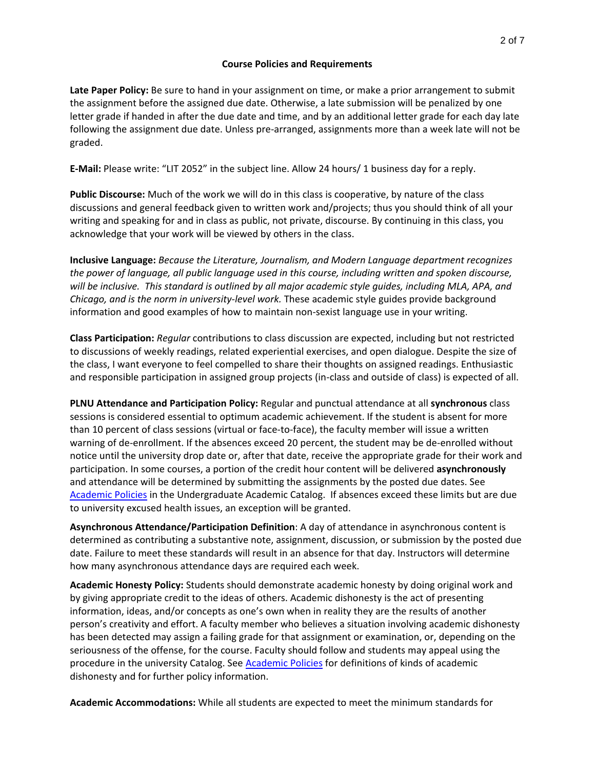## Course Policies and Requirements

**Late Paper Policy:** Be sure to hand in your assignment on time, or make a prior arrangement to submit the assignment before the assigned due date. Otherwise, a late submission will be penalized by one letter grade if handed in after the due date and time, and by an additional letter grade for each day late following the assignment due date. Unless pre-arranged, assignments more than a week late will not be graded.

**E-Mail:** Please write: "LIT 2052" in the subject line. Allow 24 hours/ 1 business day for a reply.

**Public Discourse:** Much of the work we will do in this class is cooperative, by nature of the class discussions and general feedback given to written work and/projects; thus you should think of all your writing and speaking for and in class as public, not private, discourse. By continuing in this class, you acknowledge that your work will be viewed by others in the class.

**Inclusive Language:** *Because the Literature, Journalism, and Modern Language department recognizes the power of language, all public language used in this course, including written and spoken discourse, will be inclusive. This standard is outlined by all major academic style guides, including MLA, APA, and Chicago, and is the norm in university-level work.* These academic style guides provide background information and good examples of how to maintain non-sexist language use in your writing.

**Class Participation:** *Regular* contributions to class discussion are expected, including but not restricted to discussions of weekly readings, related experiential exercises, and open dialogue. Despite the size of the class, I want everyone to feel compelled to share their thoughts on assigned readings. Enthusiastic and responsible participation in assigned group projects (in-class and outside of class) is expected of all.

**PLNU Attendance and Participation Policy:** Regular and punctual attendance at all **synchronous** class sessions is considered essential to optimum academic achievement. If the student is absent for more than 10 percent of class sessions (virtual or face-to-face), the faculty member will issue a written warning of de-enrollment. If the absences exceed 20 percent, the student may be de-enrolled without notice until the university drop date or, after that date, receive the appropriate grade for their work and participation. In some courses, a portion of the credit hour content will be delivered **asynchronously** and attendance will be determined by submitting the assignments by the posted due dates. See Academic Policies in the Undergraduate Academic Catalog. If absences exceed these limits but are due to university excused health issues, an exception will be granted.

**Asynchronous Attendance/Participation Definition**: A day of attendance in asynchronous content is determined as contributing a substantive note, assignment, discussion, or submission by the posted due date. Failure to meet these standards will result in an absence for that day. Instructors will determine how many asynchronous attendance days are required each week.

**Academic Honesty Policy:** Students should demonstrate academic honesty by doing original work and by giving appropriate credit to the ideas of others. Academic dishonesty is the act of presenting information, ideas, and/or concepts as one's own when in reality they are the results of another person's creativity and effort. A faculty member who believes a situation involving academic dishonesty has been detected may assign a failing grade for that assignment or examination, or, depending on the seriousness of the offense, for the course. Faculty should follow and students may appeal using the procedure in the university Catalog. See Academic Policies for definitions of kinds of academic dishonesty and for further policy information.

**Academic Accommodations:** While all students are expected to meet the minimum standards for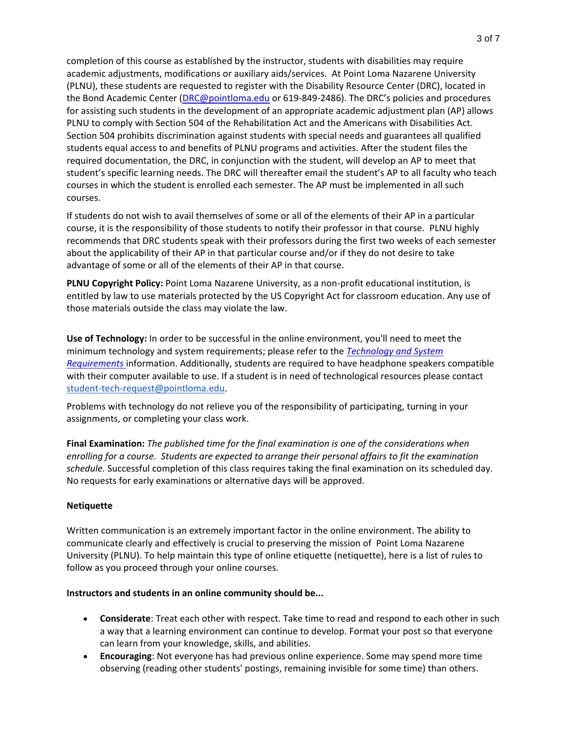completion of this course as established by the instructor, students with disabilities may require academic adjustments, modifications or auxiliary aids/services. At Point Loma Nazarene University (PLNU), these students are requested to register with the Disability Resource Center (DRC), located in the Bond Academic Center (DRC@pointloma.edu or 619-849-2486). The DRC's policies and procedures for assisting such students in the development of an appropriate academic adjustment plan (AP) allows PLNU to comply with Section 504 of the Rehabilitation Act and the Americans with Disabilities Act. Section 504 prohibits discrimination against students with special needs and guarantees all qualified students equal access to and benefits of PLNU programs and activities. After the student files the required documentation, the DRC, in conjunction with the student, will develop an AP to meet that student's specific learning needs. The DRC will thereafter email the student's AP to all faculty who teach courses in which the student is enrolled each semester. The AP must be implemented in all such courses.

If students do not wish to avail themselves of some or all of the elements of their AP in a particular course, it is the responsibility of those students to notify their professor in that course. PLNU highly recommends that DRC students speak with their professors during the first two weeks of each semester about the applicability of their AP in that particular course and/or if they do not desire to take advantage of some or all of the elements of their AP in that course.

**PLNU Copyright Policy:** Point Loma Nazarene University, as a non-profit educational institution, is entitled by law to use materials protected by the US Copyright Act for classroom education. Any use of those materials outside the class may violate the law.

**Use of Technology:** In order to be successful in the online environment, you'll need to meet the minimum technology and system requirements; please refer to the *Technology and System Requirements* information. Additionally, students are required to have headphone speakers compatible with their computer available to use. If a student is in need of technological resources please contact student-tech-request@pointloma.edu.

Problems with technology do not relieve you of the responsibility of participating, turning in your assignments, or completing your class work.

**Final Examination:** *The published time for the final examination is one of the considerations when enrolling for a course. Students are expected to arrange their personal affairs to fit the examination schedule.* Successful completion of this class requires taking the final examination on its scheduled day. No requests for early examinations or alternative days will be approved.

**Netiquette**

Written communication is an extremely important factor in the online environment. The ability to communicate clearly and effectively is crucial to preserving the mission of Point Loma Nazarene University (PLNU). To help maintain this type of online etiquette (netiquette), here is a list of rules to follow as you proceed through your online courses.

**Instructors and students in an online community should be...**

- **Considerate**: Treat each other with respect. Take time to read and respond to each other in such a way that a learning environment can continue to develop. Format your post so that everyone can learn from your knowledge, skills, and abilities.
- **Encouraging**: Not everyone has had previous online experience. Some may spend more time observing (reading other students' postings, remaining invisible for some time) than others.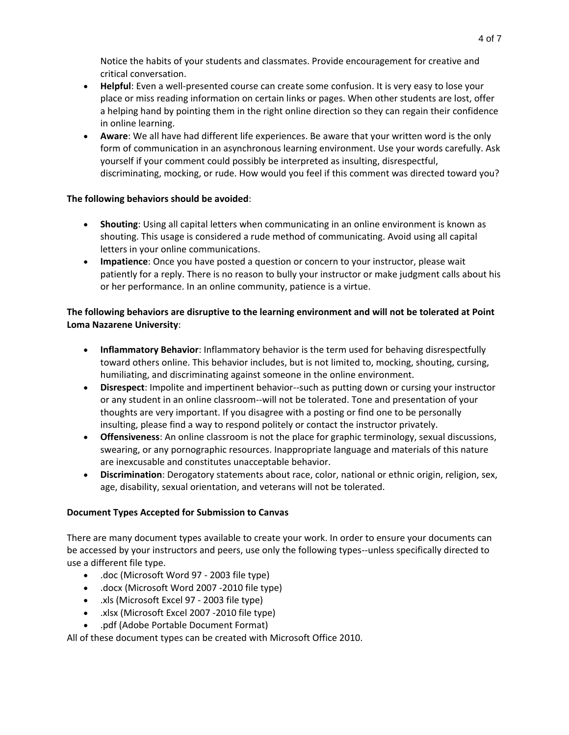Notice the habits of your students and classmates. Provide encouragement for creative and critical conversation.

- **Helpful**: Even a well-presented course can create some confusion. It is very easy to lose your place or miss reading information on certain links or pages. When other students are lost, offer a helping hand by pointing them in the right online direction so they can regain their confidence in online learning.
- **Aware**: We all have had different life experiences. Be aware that your written word is the only form of communication in an asynchronous learning environment. Use your words carefully. Ask yourself if your comment could possibly be interpreted as insulting, disrespectful, discriminating, mocking, or rude. How would you feel if this comment was directed toward you?

**The following behaviors should be avoided**:

- **Shouting**: Using all capital letters when communicating in an online environment is known as shouting. This usage is considered a rude method of communicating. Avoid using all capital letters in your online communications.
- **Impatience**: Once you have posted a question or concern to your instructor, please wait patiently for a reply. There is no reason to bully your instructor or make judgment calls about his or her performance. In an online community, patience is a virtue.

**The following behaviors are disruptive to the learning environment and will not be tolerated at Point Loma Nazarene University**:

- **Inflammatory Behavior**: Inflammatory behavior is the term used for behaving disrespectfully toward others online. This behavior includes, but is not limited to, mocking, shouting, cursing, humiliating, and discriminating against someone in the online environment.
- **Disrespect**: Impolite and impertinent behavior--such as putting down or cursing your instructor or any student in an online classroom--will not be tolerated. Tone and presentation of your thoughts are very important. If you disagree with a posting or find one to be personally insulting, please find a way to respond politely or contact the instructor privately.
- **Offensiveness**: An online classroom is not the place for graphic terminology, sexual discussions, swearing, or any pornographic resources. Inappropriate language and materials of this nature are inexcusable and constitutes unacceptable behavior.
- **Discrimination**: Derogatory statements about race, color, national or ethnic origin, religion, sex, age, disability, sexual orientation, and veterans will not be tolerated.

**Document Types Accepted for Submission to Canvas**

There are many document types available to create your work. In order to ensure your documents can be accessed by your instructors and peers, use only the following types--unless specifically directed to use a different file type.

- .doc (Microsoft Word 97 - 2003 file type)
- .docx (Microsoft Word 2007 -2010 file type)
- .xls (Microsoft Excel 97 - 2003 file type)
- .xlsx (Microsoft Excel 2007 -2010 file type)
- .pdf (Adobe Portable Document Format)

All of these document types can be created with Microsoft Office 2010.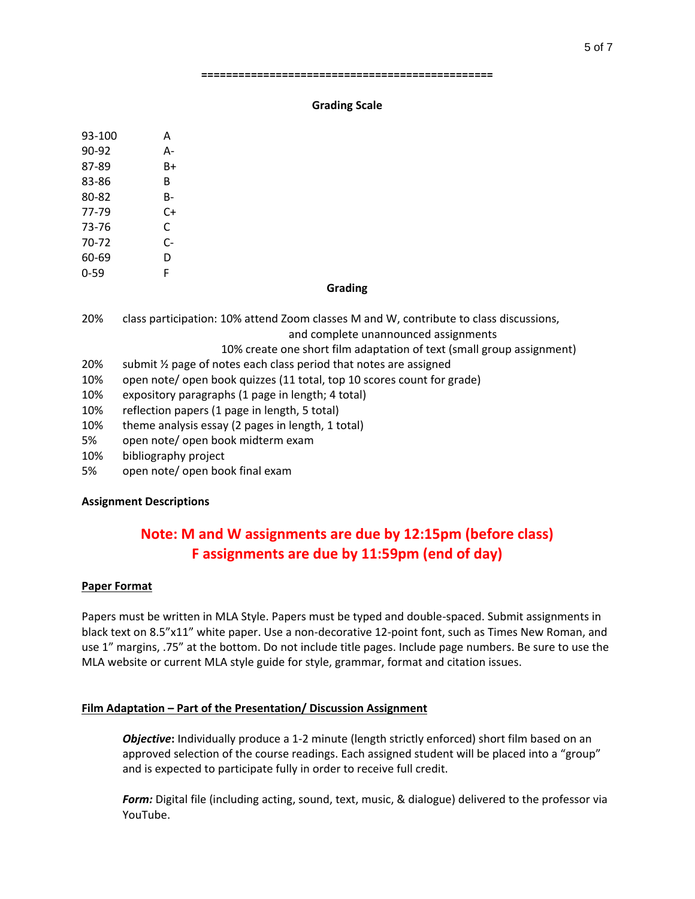==============================================

## Grading Scale

| | |
|---|---|
| 93-100 | A |
| 90-92 | A- |
| 87-89 | B+ |
| 83-86 | B |
| 80-82 | B- |
| 77-79 | C+ |
| 73-76 | C |
| 70-72 | C- |
| 60-69 | D |
| 0-59 | F |

## Grading

| | |
|---|---|
| 20% | class participation: 10% attend Zoom classes M and W, contribute to class discussions, and complete unannounced assignments; 10% create one short film adaptation of text (small group assignment) |
| 20% | submit ½ page of notes each class period that notes are assigned |
| 10% | open note/ open book quizzes (11 total, top 10 scores count for grade) |
| 10% | expository paragraphs (1 page in length; 4 total) |
| 10% | reflection papers (1 page in length, 5 total) |
| 10% | theme analysis essay (2 pages in length, 1 total) |
| 5% | open note/ open book midterm exam |
| 10% | bibliography project |
| 5% | open note/ open book final exam |

**Assignment Descriptions**

**Note: M and W assignments are due by 12:15pm (before class)**
**F assignments are due by 11:59pm (end of day)**

**Paper Format**

Papers must be written in MLA Style. Papers must be typed and double-spaced. Submit assignments in black text on 8.5"x11" white paper. Use a non-decorative 12-point font, such as Times New Roman, and use 1" margins, .75" at the bottom. Do not include title pages. Include page numbers. Be sure to use the MLA website or current MLA style guide for style, grammar, format and citation issues.

**Film Adaptation – Part of the Presentation/ Discussion Assignment**

***Objective*:** Individually produce a 1-2 minute (length strictly enforced) short film based on an approved selection of the course readings. Each assigned student will be placed into a "group" and is expected to participate fully in order to receive full credit.

***Form:*** Digital file (including acting, sound, text, music, & dialogue) delivered to the professor via YouTube.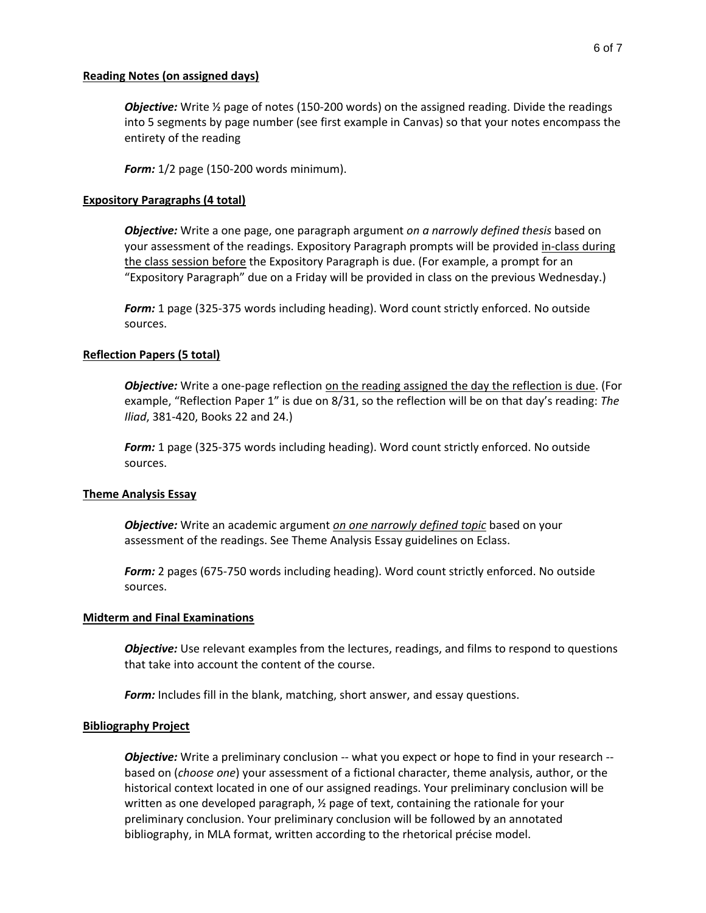**Reading Notes (on assigned days)**

> ***Objective:*** Write ½ page of notes (150-200 words) on the assigned reading. Divide the readings into 5 segments by page number (see first example in Canvas) so that your notes encompass the entirety of the reading
>
> ***Form:*** 1/2 page (150-200 words minimum).

**Expository Paragraphs (4 total)**

> ***Objective:*** Write a one page, one paragraph argument *on a narrowly defined thesis* based on your assessment of the readings. Expository Paragraph prompts will be provided <u>in-class during the class session before</u> the Expository Paragraph is due. (For example, a prompt for an "Expository Paragraph" due on a Friday will be provided in class on the previous Wednesday.)
>
> ***Form:*** 1 page (325-375 words including heading). Word count strictly enforced. No outside sources.

**Reflection Papers (5 total)**

> ***Objective:*** Write a one-page reflection <u>on the reading assigned the day the reflection is due</u>. (For example, "Reflection Paper 1" is due on 8/31, so the reflection will be on that day's reading: *The Iliad*, 381-420, Books 22 and 24.)
>
> ***Form:*** 1 page (325-375 words including heading). Word count strictly enforced. No outside sources.

**Theme Analysis Essay**

> ***Objective:*** Write an academic argument <u>*on one narrowly defined topic*</u> based on your assessment of the readings. See Theme Analysis Essay guidelines on Eclass.
>
> ***Form:*** 2 pages (675-750 words including heading). Word count strictly enforced. No outside sources.

**Midterm and Final Examinations**

> ***Objective:*** Use relevant examples from the lectures, readings, and films to respond to questions that take into account the content of the course.
>
> ***Form:*** Includes fill in the blank, matching, short answer, and essay questions.

**Bibliography Project**

> ***Objective:*** Write a preliminary conclusion -- what you expect or hope to find in your research -- based on (*choose one*) your assessment of a fictional character, theme analysis, author, or the historical context located in one of our assigned readings. Your preliminary conclusion will be written as one developed paragraph, ½ page of text, containing the rationale for your preliminary conclusion. Your preliminary conclusion will be followed by an annotated bibliography, in MLA format, written according to the rhetorical précise model.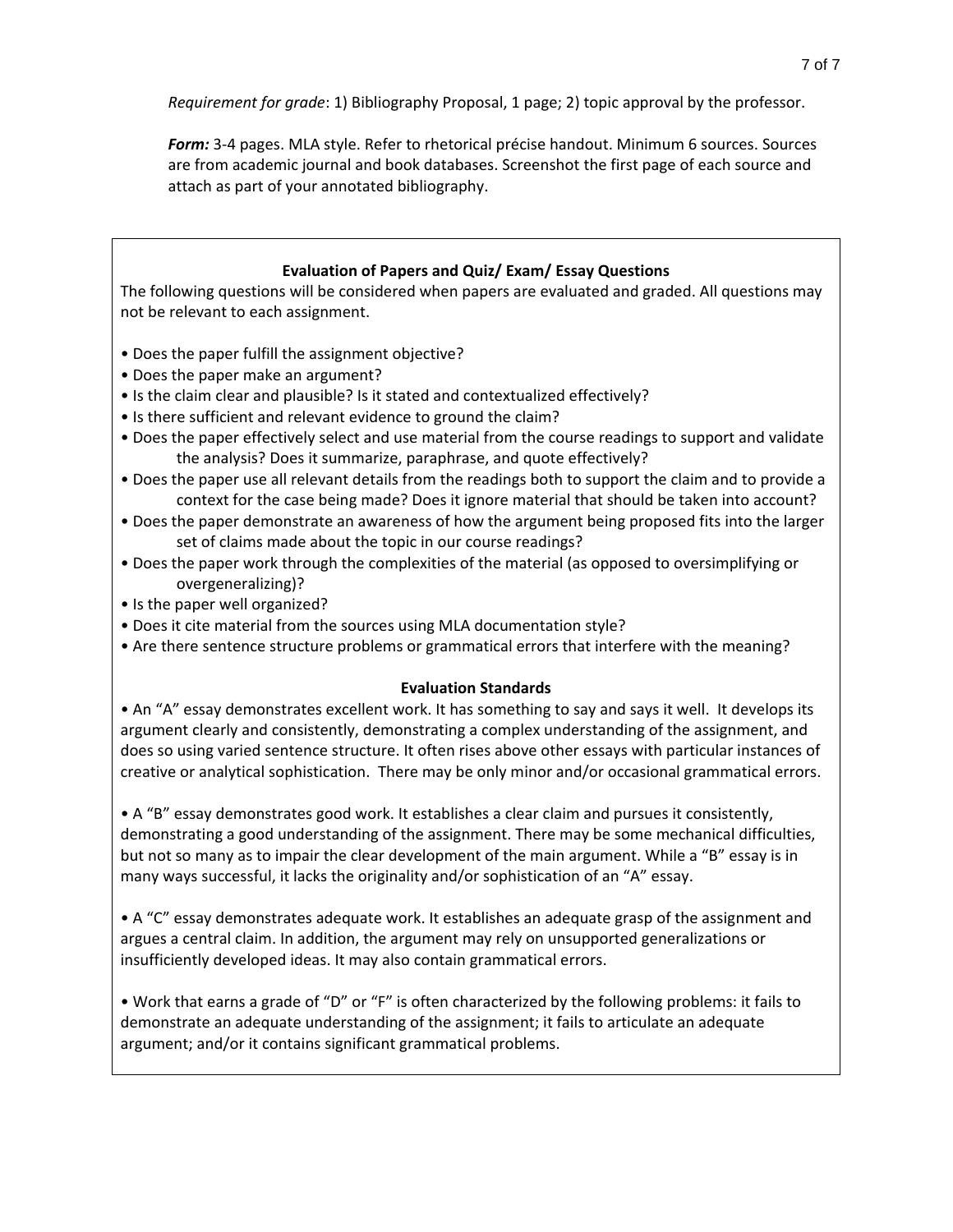*Requirement for grade*: 1) Bibliography Proposal, 1 page; 2) topic approval by the professor.

***Form:*** 3-4 pages. MLA style. Refer to rhetorical précise handout. Minimum 6 sources. Sources are from academic journal and book databases. Screenshot the first page of each source and attach as part of your annotated bibliography.

### Evaluation of Papers and Quiz/ Exam/ Essay Questions

The following questions will be considered when papers are evaluated and graded. All questions may not be relevant to each assignment.

- Does the paper fulfill the assignment objective?
- Does the paper make an argument?
- Is the claim clear and plausible? Is it stated and contextualized effectively?
- Is there sufficient and relevant evidence to ground the claim?
- Does the paper effectively select and use material from the course readings to support and validate the analysis? Does it summarize, paraphrase, and quote effectively?
- Does the paper use all relevant details from the readings both to support the claim and to provide a context for the case being made? Does it ignore material that should be taken into account?
- Does the paper demonstrate an awareness of how the argument being proposed fits into the larger set of claims made about the topic in our course readings?
- Does the paper work through the complexities of the material (as opposed to oversimplifying or overgeneralizing)?
- Is the paper well organized?
- Does it cite material from the sources using MLA documentation style?
- Are there sentence structure problems or grammatical errors that interfere with the meaning?

### Evaluation Standards

- An "A" essay demonstrates excellent work. It has something to say and says it well. It develops its argument clearly and consistently, demonstrating a complex understanding of the assignment, and does so using varied sentence structure. It often rises above other essays with particular instances of creative or analytical sophistication. There may be only minor and/or occasional grammatical errors.

- A "B" essay demonstrates good work. It establishes a clear claim and pursues it consistently, demonstrating a good understanding of the assignment. There may be some mechanical difficulties, but not so many as to impair the clear development of the main argument. While a "B" essay is in many ways successful, it lacks the originality and/or sophistication of an "A" essay.

- A "C" essay demonstrates adequate work. It establishes an adequate grasp of the assignment and argues a central claim. In addition, the argument may rely on unsupported generalizations or insufficiently developed ideas. It may also contain grammatical errors.

- Work that earns a grade of "D" or "F" is often characterized by the following problems: it fails to demonstrate an adequate understanding of the assignment; it fails to articulate an adequate argument; and/or it contains significant grammatical problems.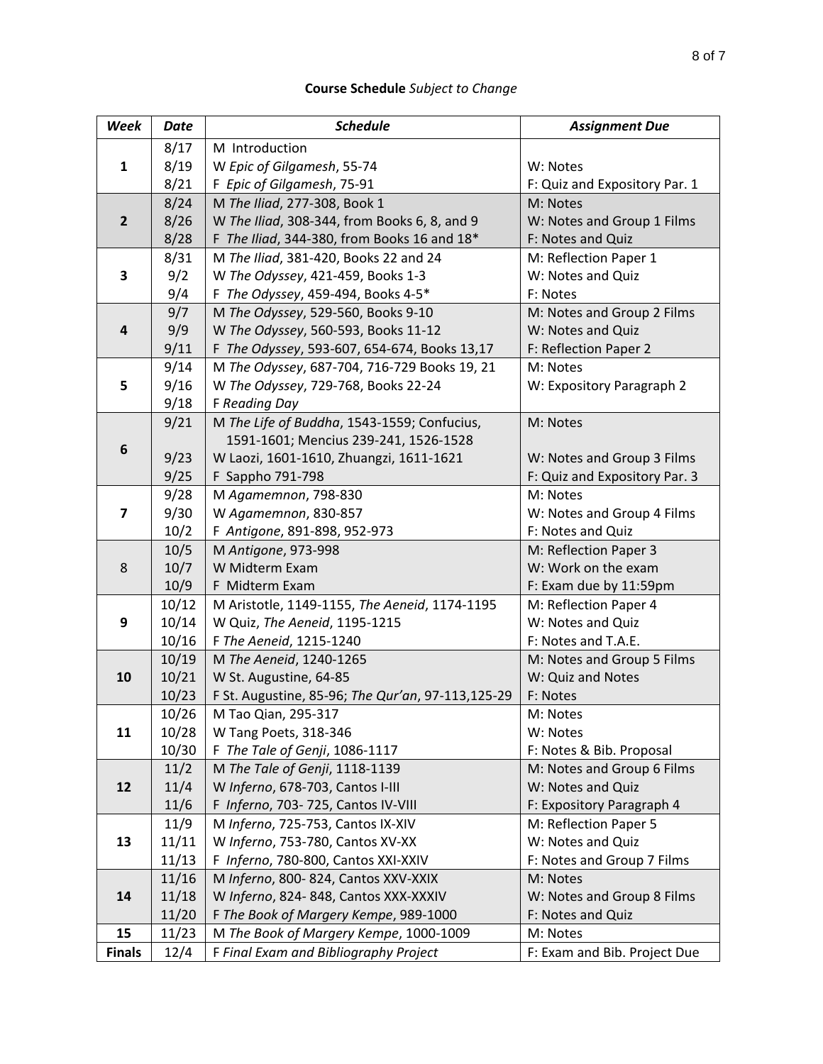**Course Schedule** *Subject to Change*

| ***Week*** | ***Date*** | ***Schedule*** | ***Assignment Due*** |
|---|---|---|---|
| **1** | 8/17 | M Introduction | |
| | 8/19 | W *Epic of Gilgamesh*, 55-74 | W: Notes |
| | 8/21 | F *Epic of Gilgamesh*, 75-91 | F: Quiz and Expository Par. 1 |
| **2** | 8/24 | M *The Iliad*, 277-308, Book 1 | M: Notes |
| | 8/26 | W *The Iliad*, 308-344, from Books 6, 8, and 9 | W: Notes and Group 1 Films |
| | 8/28 | F *The Iliad*, 344-380, from Books 16 and 18* | F: Notes and Quiz |
| **3** | 8/31 | M *The Iliad*, 381-420, Books 22 and 24 | M: Reflection Paper 1 |
| | 9/2 | W *The Odyssey*, 421-459, Books 1-3 | W: Notes and Quiz |
| | 9/4 | F *The Odyssey*, 459-494, Books 4-5* | F: Notes |
| **4** | 9/7 | M *The Odyssey*, 529-560, Books 9-10 | M: Notes and Group 2 Films |
| | 9/9 | W *The Odyssey*, 560-593, Books 11-12 | W: Notes and Quiz |
| | 9/11 | F *The Odyssey*, 593-607, 654-674, Books 13,17 | F: Reflection Paper 2 |
| **5** | 9/14 | M *The Odyssey*, 687-704, 716-729 Books 19, 21 | M: Notes |
| | 9/16 | W *The Odyssey*, 729-768, Books 22-24 | W: Expository Paragraph 2 |
| | 9/18 | F *Reading Day* | |
| **6** | 9/21 | M *The Life of Buddha*, 1543-1559; Confucius, 1591-1601; Mencius 239-241, 1526-1528 | M: Notes |
| | 9/23 | W Laozi, 1601-1610, Zhuangzi, 1611-1621 | W: Notes and Group 3 Films |
| | 9/25 | F Sappho 791-798 | F: Quiz and Expository Par. 3 |
| **7** | 9/28 | M *Agamemnon*, 798-830 | M: Notes |
| | 9/30 | W *Agamemnon*, 830-857 | W: Notes and Group 4 Films |
| | 10/2 | F *Antigone*, 891-898, 952-973 | F: Notes and Quiz |
| 8 | 10/5 | M *Antigone*, 973-998 | M: Reflection Paper 3 |
| | 10/7 | W Midterm Exam | W: Work on the exam |
| | 10/9 | F Midterm Exam | F: Exam due by 11:59pm |
| **9** | 10/12 | M Aristotle, 1149-1155, *The Aeneid*, 1174-1195 | M: Reflection Paper 4 |
| | 10/14 | W Quiz, *The Aeneid*, 1195-1215 | W: Notes and Quiz |
| | 10/16 | F *The Aeneid*, 1215-1240 | F: Notes and T.A.E. |
| **10** | 10/19 | M *The Aeneid*, 1240-1265 | M: Notes and Group 5 Films |
| | 10/21 | W St. Augustine, 64-85 | W: Quiz and Notes |
| | 10/23 | F St. Augustine, 85-96; *The Qur'an*, 97-113,125-29 | F: Notes |
| **11** | 10/26 | M Tao Qian, 295-317 | M: Notes |
| | 10/28 | W Tang Poets, 318-346 | W: Notes |
| | 10/30 | F *The Tale of Genji*, 1086-1117 | F: Notes & Bib. Proposal |
| **12** | 11/2 | M *The Tale of Genji*, 1118-1139 | M: Notes and Group 6 Films |
| | 11/4 | W *Inferno*, 678-703, Cantos I-III | W: Notes and Quiz |
| | 11/6 | F *Inferno*, 703- 725, Cantos IV-VIII | F: Expository Paragraph 4 |
| **13** | 11/9 | M *Inferno*, 725-753, Cantos IX-XIV | M: Reflection Paper 5 |
| | 11/11 | W *Inferno*, 753-780, Cantos XV-XX | W: Notes and Quiz |
| | 11/13 | F *Inferno*, 780-800, Cantos XXI-XXIV | F: Notes and Group 7 Films |
| **14** | 11/16 | M *Inferno*, 800- 824, Cantos XXV-XXIX | M: Notes |
| | 11/18 | W *Inferno*, 824- 848, Cantos XXX-XXXIV | W: Notes and Group 8 Films |
| | 11/20 | F *The Book of Margery Kempe*, 989-1000 | F: Notes and Quiz |
| **15** | 11/23 | M *The Book of Margery Kempe*, 1000-1009 | M: Notes |
| **Finals** | 12/4 | F *Final Exam and Bibliography Project* | F: Exam and Bib. Project Due |